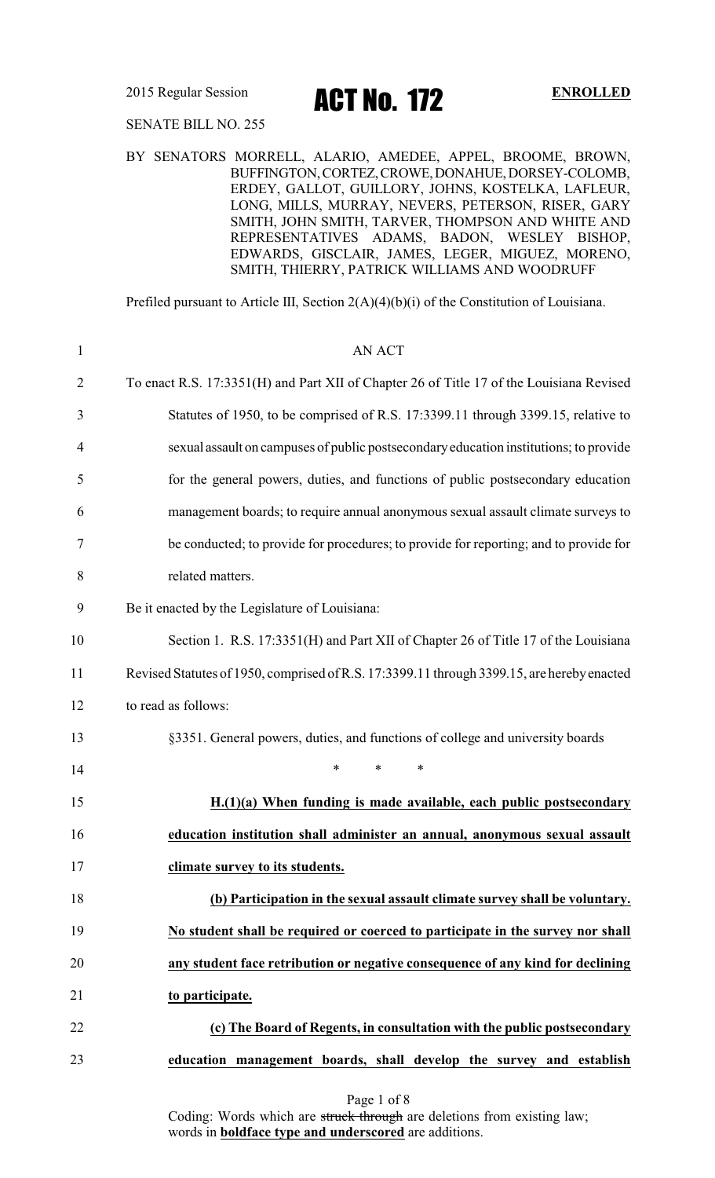2015 Regular Session

# ACT No. 172

**ENROLLED**

SENATE BILL NO. 255

BY SENATORS MORRELL, ALARIO, AMEDEE, APPEL, BROOME, BROWN, BUFFINGTON, CORTEZ, CROWE, DONAHUE, DORSEY-COLOMB, ERDEY, GALLOT, GUILLORY, JOHNS, KOSTELKA, LAFLEUR, LONG, MILLS, MURRAY, NEVERS, PETERSON, RISER, GARY SMITH, JOHN SMITH, TARVER, THOMPSON AND WHITE AND REPRESENTATIVES ADAMS, BADON, WESLEY BISHOP, EDWARDS, GISCLAIR, JAMES, LEGER, MIGUEZ, MORENO, SMITH, THIERRY, PATRICK WILLIAMS AND WOODRUFF

Prefiled pursuant to Article III, Section 2(A)(4)(b)(i) of the Constitution of Louisiana.

1 AN ACT

2 To enact R.S. 17:3351(H) and Part XII of Chapter 26 of Title 17 of the Louisiana Revised
3 Statutes of 1950, to be comprised of R.S. 17:3399.11 through 3399.15, relative to
4 sexual assault on campuses of public postsecondary education institutions; to provide
5 for the general powers, duties, and functions of public postsecondary education
6 management boards; to require annual anonymous sexual assault climate surveys to
7 be conducted; to provide for procedures; to provide for reporting; and to provide for
8 related matters.

9 Be it enacted by the Legislature of Louisiana:

10 Section 1. R.S. 17:3351(H) and Part XII of Chapter 26 of Title 17 of the Louisiana
11 Revised Statutes of 1950, comprised of R.S. 17:3399.11 through 3399.15, are hereby enacted
12 to read as follows:

13 §3351. General powers, duties, and functions of college and university boards

14 \* \* \*

15 **H.(1)(a) When funding is made available, each public postsecondary**
16 **education institution shall administer an annual, anonymous sexual assault**
17 **climate survey to its students.**

18 **(b) Participation in the sexual assault climate survey shall be voluntary.**
19 **No student shall be required or coerced to participate in the survey nor shall**
20 **any student face retribution or negative consequence of any kind for declining**
21 **to participate.**

22 **(c) The Board of Regents, in consultation with the public postsecondary**
23 **education management boards, shall develop the survey and establish**

Coding: Words which are ~~struck through~~ are deletions from existing law; words in **boldface type and underscored** are additions.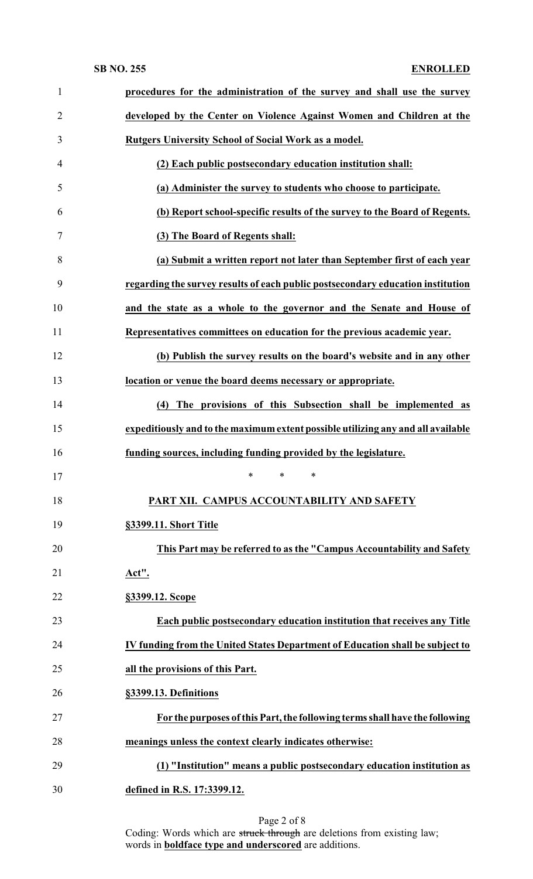**procedures for the administration of the survey and shall use the survey developed by the Center on Violence Against Women and Children at the Rutgers University School of Social Work as a model.**

**(2) Each public postsecondary education institution shall:**

**(a) Administer the survey to students who choose to participate.**

**(b) Report school-specific results of the survey to the Board of Regents.**

**(3) The Board of Regents shall:**

**(a) Submit a written report not later than September first of each year regarding the survey results of each public postsecondary education institution and the state as a whole to the governor and the Senate and House of Representatives committees on education for the previous academic year.**

**(b) Publish the survey results on the board's website and in any other location or venue the board deems necessary or appropriate.**

**(4) The provisions of this Subsection shall be implemented as expeditiously and to the maximum extent possible utilizing any and all available funding sources, including funding provided by the legislature.**

\* \* \*

**PART XII. CAMPUS ACCOUNTABILITY AND SAFETY**

**§3399.11. Short Title**

**This Part may be referred to as the "Campus Accountability and Safety Act".**

**§3399.12. Scope**

**Each public postsecondary education institution that receives any Title IV funding from the United States Department of Education shall be subject to all the provisions of this Part.**

**§3399.13. Definitions**

**For the purposes of this Part, the following terms shall have the following meanings unless the context clearly indicates otherwise:**

**(1) "Institution" means a public postsecondary education institution as defined in R.S. 17:3399.12.**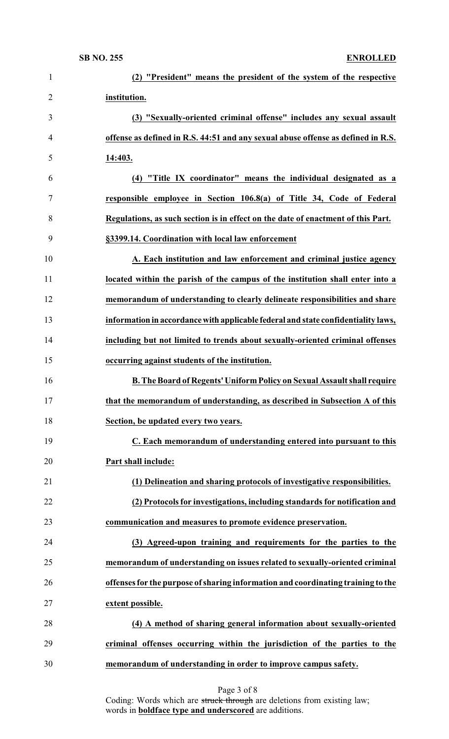**(2) "President" means the president of the system of the respective institution.**

**(3) "Sexually-oriented criminal offense" includes any sexual assault offense as defined in R.S. 44:51 and any sexual abuse offense as defined in R.S. 14:403.**

**(4) "Title IX coordinator" means the individual designated as a responsible employee in Section 106.8(a) of Title 34, Code of Federal Regulations, as such section is in effect on the date of enactment of this Part.**

**§3399.14. Coordination with local law enforcement**

**A. Each institution and law enforcement and criminal justice agency located within the parish of the campus of the institution shall enter into a memorandum of understanding to clearly delineate responsibilities and share information in accordance with applicable federal and state confidentiality laws, including but not limited to trends about sexually-oriented criminal offenses occurring against students of the institution.**

**B. The Board of Regents' Uniform Policy on Sexual Assault shall require that the memorandum of understanding, as described in Subsection A of this Section, be updated every two years.**

**C. Each memorandum of understanding entered into pursuant to this Part shall include:**

**(1) Delineation and sharing protocols of investigative responsibilities.**

**(2) Protocols for investigations, including standards for notification and communication and measures to promote evidence preservation.**

**(3) Agreed-upon training and requirements for the parties to the memorandum of understanding on issues related to sexually-oriented criminal offenses for the purpose of sharing information and coordinating training to the extent possible.**

**(4) A method of sharing general information about sexually-oriented criminal offenses occurring within the jurisdiction of the parties to the memorandum of understanding in order to improve campus safety.**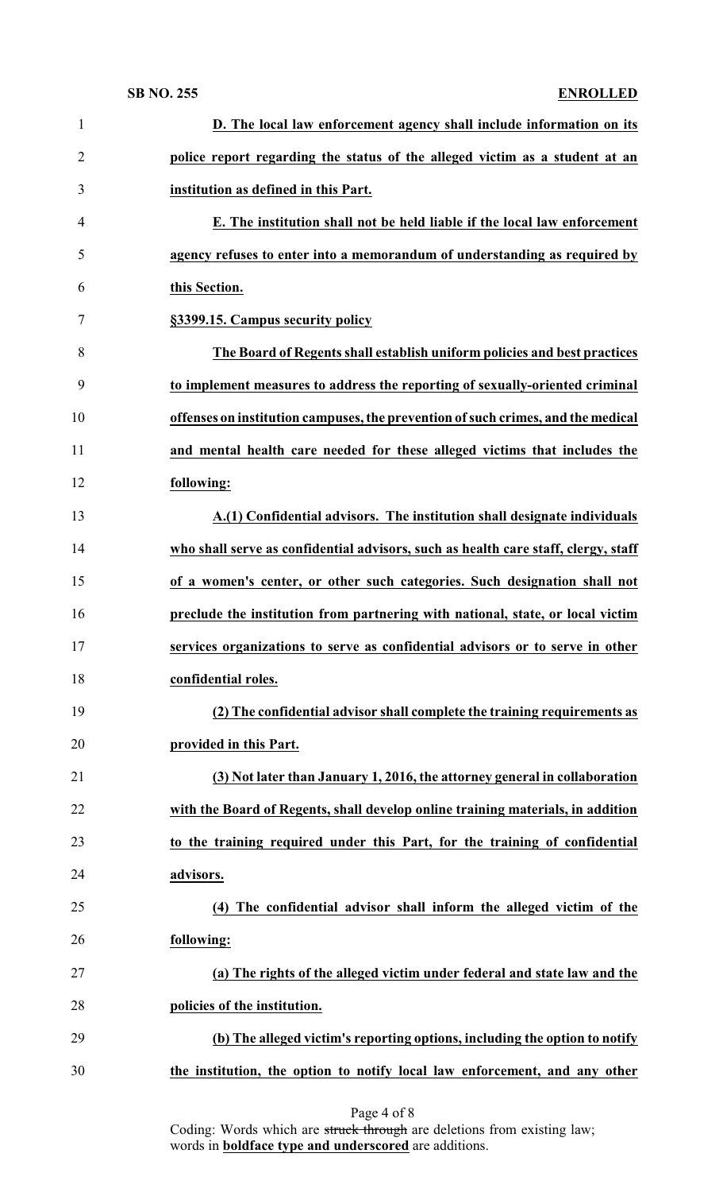**D. The local law enforcement agency shall include information on its police report regarding the status of the alleged victim as a student at an institution as defined in this Part.**

**E. The institution shall not be held liable if the local law enforcement agency refuses to enter into a memorandum of understanding as required by this Section.**

**§3399.15. Campus security policy**

**The Board of Regents shall establish uniform policies and best practices to implement measures to address the reporting of sexually-oriented criminal offenses on institution campuses, the prevention of such crimes, and the medical and mental health care needed for these alleged victims that includes the following:**

**A.(1) Confidential advisors. The institution shall designate individuals who shall serve as confidential advisors, such as health care staff, clergy, staff of a women's center, or other such categories. Such designation shall not preclude the institution from partnering with national, state, or local victim services organizations to serve as confidential advisors or to serve in other confidential roles.**

**(2) The confidential advisor shall complete the training requirements as provided in this Part.**

**(3) Not later than January 1, 2016, the attorney general in collaboration with the Board of Regents, shall develop online training materials, in addition to the training required under this Part, for the training of confidential advisors.**

**(4) The confidential advisor shall inform the alleged victim of the following:**

**(a) The rights of the alleged victim under federal and state law and the policies of the institution.**

**(b) The alleged victim's reporting options, including the option to notify the institution, the option to notify local law enforcement, and any other**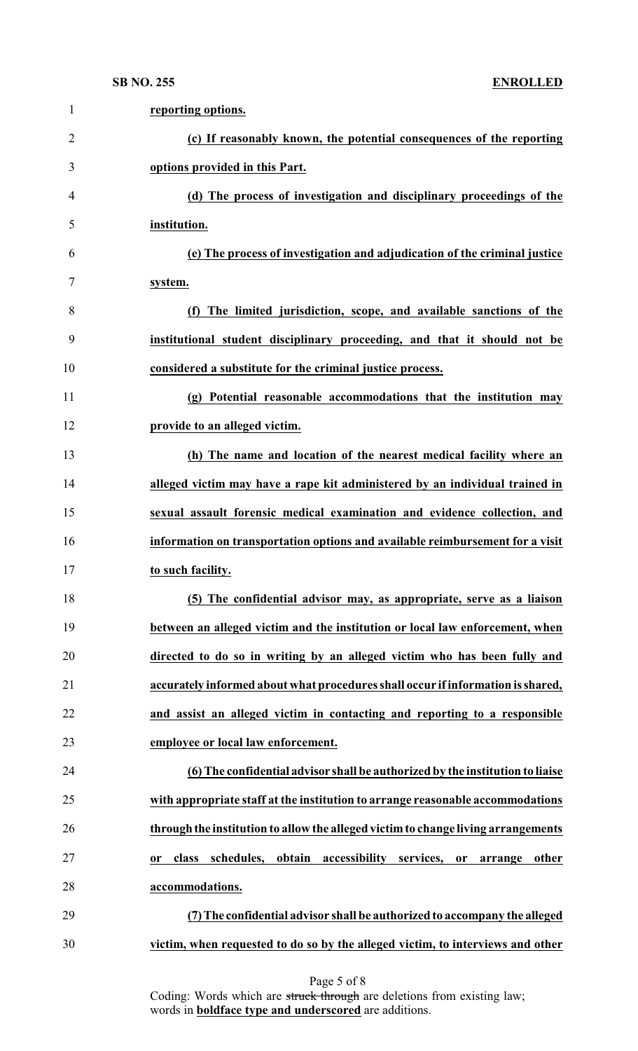**reporting options.**

**(c) If reasonably known, the potential consequences of the reporting options provided in this Part.**

**(d) The process of investigation and disciplinary proceedings of the institution.**

**(e) The process of investigation and adjudication of the criminal justice system.**

**(f) The limited jurisdiction, scope, and available sanctions of the institutional student disciplinary proceeding, and that it should not be considered a substitute for the criminal justice process.**

**(g) Potential reasonable accommodations that the institution may provide to an alleged victim.**

**(h) The name and location of the nearest medical facility where an alleged victim may have a rape kit administered by an individual trained in sexual assault forensic medical examination and evidence collection, and information on transportation options and available reimbursement for a visit to such facility.**

**(5) The confidential advisor may, as appropriate, serve as a liaison between an alleged victim and the institution or local law enforcement, when directed to do so in writing by an alleged victim who has been fully and accurately informed about what procedures shall occur if information is shared, and assist an alleged victim in contacting and reporting to a responsible employee or local law enforcement.**

**(6) The confidential advisor shall be authorized by the institution to liaise with appropriate staff at the institution to arrange reasonable accommodations through the institution to allow the alleged victim to change living arrangements or class schedules, obtain accessibility services, or arrange other accommodations.**

**(7) The confidential advisor shall be authorized to accompany the alleged victim, when requested to do so by the alleged victim, to interviews and other**

Coding: Words which are ~~struck through~~ are deletions from existing law; words in **boldface type and underscored** are additions.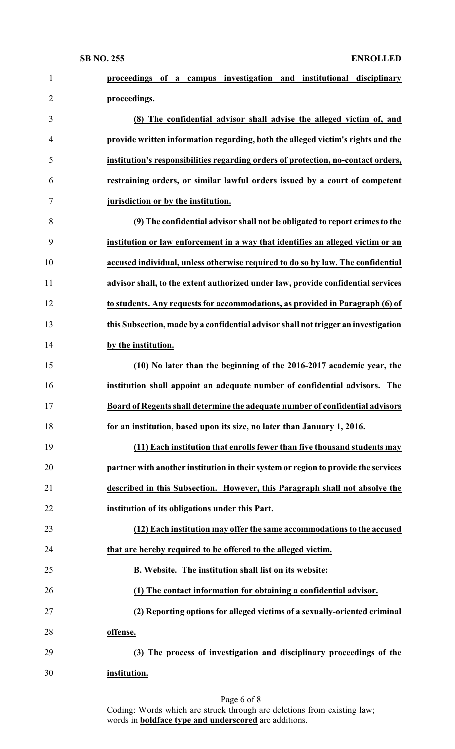**proceedings of a campus investigation and institutional disciplinary proceedings.**

**(8) The confidential advisor shall advise the alleged victim of, and provide written information regarding, both the alleged victim's rights and the institution's responsibilities regarding orders of protection, no-contact orders, restraining orders, or similar lawful orders issued by a court of competent jurisdiction or by the institution.**

**(9) The confidential advisor shall not be obligated to report crimes to the institution or law enforcement in a way that identifies an alleged victim or an accused individual, unless otherwise required to do so by law. The confidential advisor shall, to the extent authorized under law, provide confidential services to students. Any requests for accommodations, as provided in Paragraph (6) of this Subsection, made by a confidential advisor shall not trigger an investigation by the institution.**

**(10) No later than the beginning of the 2016-2017 academic year, the institution shall appoint an adequate number of confidential advisors. The Board of Regents shall determine the adequate number of confidential advisors for an institution, based upon its size, no later than January 1, 2016.**

**(11) Each institution that enrolls fewer than five thousand students may partner with another institution in their system or region to provide the services described in this Subsection. However, this Paragraph shall not absolve the institution of its obligations under this Part.**

**(12) Each institution may offer the same accommodations to the accused that are hereby required to be offered to the alleged victim.**

**B. Website. The institution shall list on its website:**

**(1) The contact information for obtaining a confidential advisor.**

**(2) Reporting options for alleged victims of a sexually-oriented criminal offense.**

**(3) The process of investigation and disciplinary proceedings of the institution.**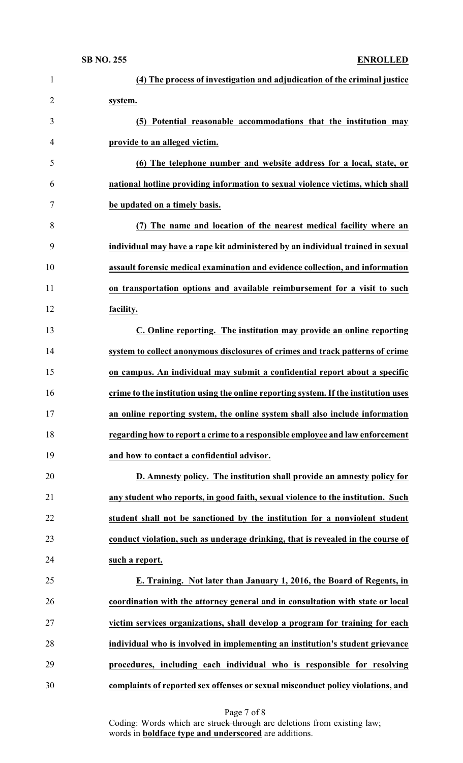**(4) The process of investigation and adjudication of the criminal justice system.**

**(5) Potential reasonable accommodations that the institution may provide to an alleged victim.**

**(6) The telephone number and website address for a local, state, or national hotline providing information to sexual violence victims, which shall be updated on a timely basis.**

**(7) The name and location of the nearest medical facility where an individual may have a rape kit administered by an individual trained in sexual assault forensic medical examination and evidence collection, and information on transportation options and available reimbursement for a visit to such facility.**

**C. Online reporting. The institution may provide an online reporting system to collect anonymous disclosures of crimes and track patterns of crime on campus. An individual may submit a confidential report about a specific crime to the institution using the online reporting system. If the institution uses an online reporting system, the online system shall also include information regarding how to report a crime to a responsible employee and law enforcement and how to contact a confidential advisor.**

**D. Amnesty policy. The institution shall provide an amnesty policy for any student who reports, in good faith, sexual violence to the institution. Such student shall not be sanctioned by the institution for a nonviolent student conduct violation, such as underage drinking, that is revealed in the course of such a report.**

**E. Training. Not later than January 1, 2016, the Board of Regents, in coordination with the attorney general and in consultation with state or local victim services organizations, shall develop a program for training for each individual who is involved in implementing an institution's student grievance procedures, including each individual who is responsible for resolving complaints of reported sex offenses or sexual misconduct policy violations, and**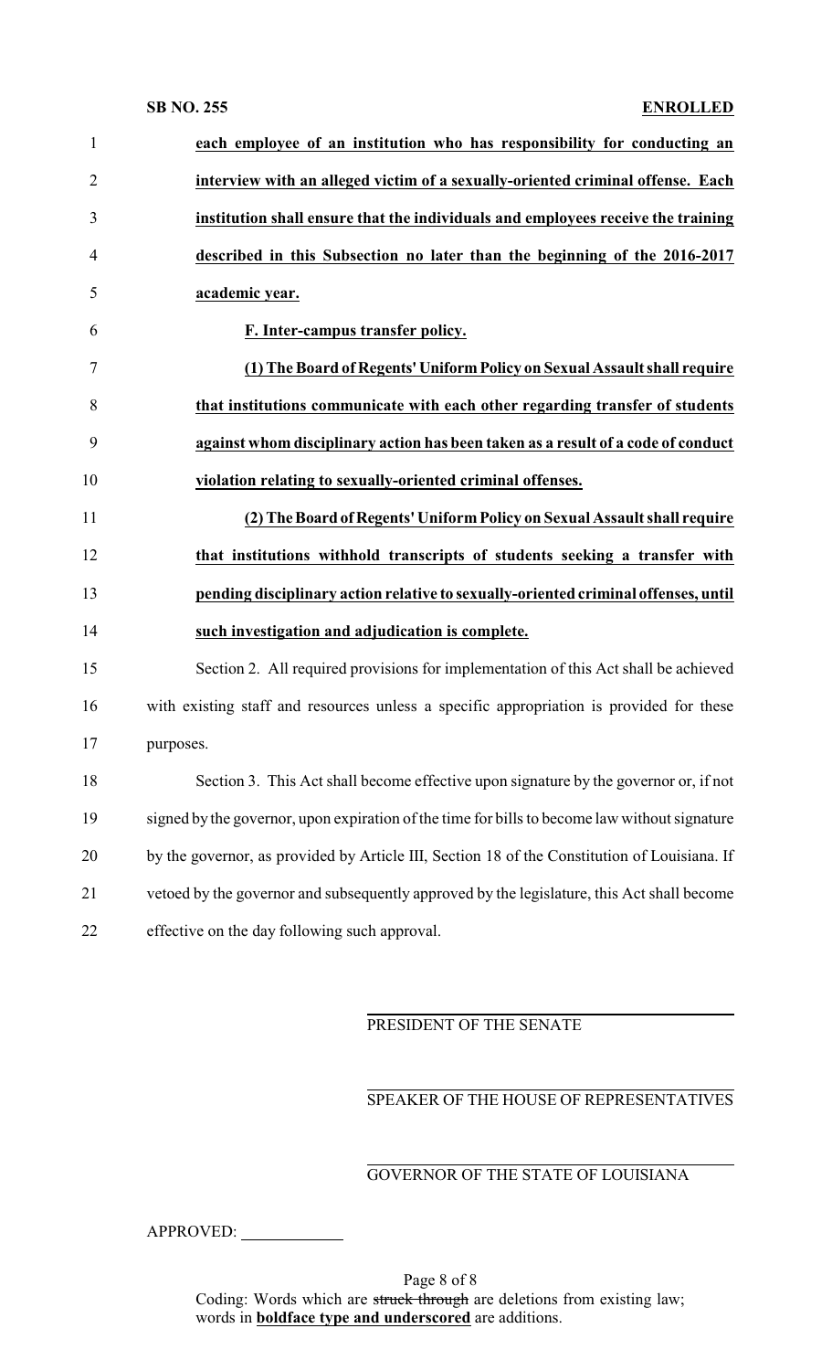**each employee of an institution who has responsibility for conducting an interview with an alleged victim of a sexually-oriented criminal offense. Each institution shall ensure that the individuals and employees receive the training described in this Subsection no later than the beginning of the 2016-2017 academic year.**

**F. Inter-campus transfer policy.**

**(1) The Board of Regents' Uniform Policy on Sexual Assault shall require that institutions communicate with each other regarding transfer of students against whom disciplinary action has been taken as a result of a code of conduct violation relating to sexually-oriented criminal offenses.**

**(2) The Board of Regents' Uniform Policy on Sexual Assault shall require that institutions withhold transcripts of students seeking a transfer with pending disciplinary action relative to sexually-oriented criminal offenses, until such investigation and adjudication is complete.**

Section 2. All required provisions for implementation of this Act shall be achieved with existing staff and resources unless a specific appropriation is provided for these purposes.

Section 3. This Act shall become effective upon signature by the governor or, if not signed by the governor, upon expiration of the time for bills to become law without signature by the governor, as provided by Article III, Section 18 of the Constitution of Louisiana. If vetoed by the governor and subsequently approved by the legislature, this Act shall become effective on the day following such approval.

PRESIDENT OF THE SENATE

SPEAKER OF THE HOUSE OF REPRESENTATIVES

GOVERNOR OF THE STATE OF LOUISIANA

APPROVED: ____________

Coding: Words which are ~~struck through~~ are deletions from existing law; words in **boldface type and underscored** are additions.